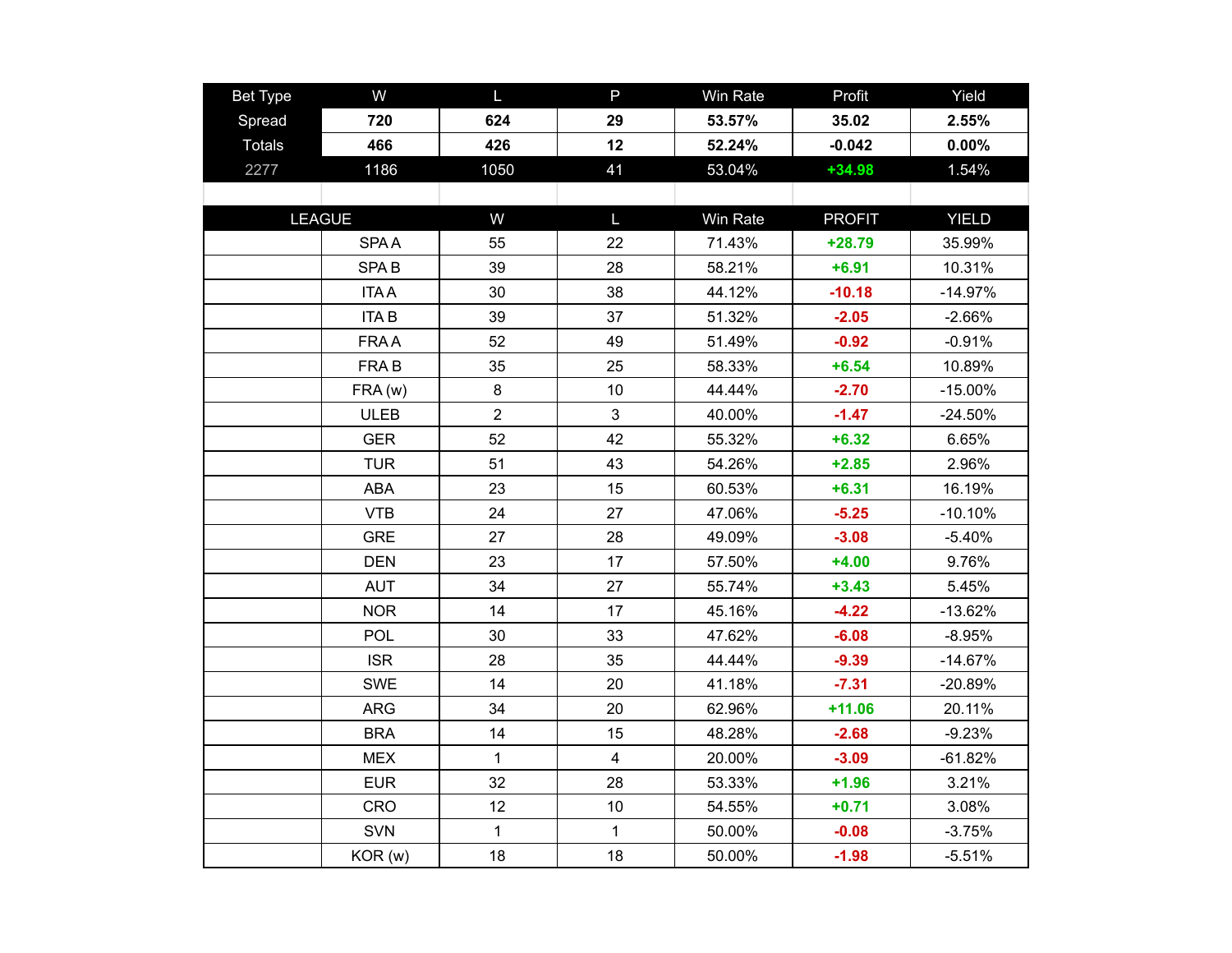| Bet Type | W | L | P | Win Rate | Profit | Yield |
|---|---|---|---|---|---|---|
| Spread | **720** | **624** | **29** | **53.57%** | **35.02** | **2.55%** |
| Totals | **466** | **426** | **12** | **52.24%** | **-0.042** | **0.00%** |
| 2277 | 1186 | 1050 | 41 | 53.04% | **+34.98** | 1.54% |

| LEAGUE | W | L | Win Rate | PROFIT | YIELD |
|---|---|---|---|---|---|
| SPA A | 55 | 22 | 71.43% | **+28.79** | 35.99% |
| SPA B | 39 | 28 | 58.21% | **+6.91** | 10.31% |
| ITA A | 30 | 38 | 44.12% | **-10.18** | -14.97% |
| ITA B | 39 | 37 | 51.32% | **-2.05** | -2.66% |
| FRA A | 52 | 49 | 51.49% | **-0.92** | -0.91% |
| FRA B | 35 | 25 | 58.33% | **+6.54** | 10.89% |
| FRA (w) | 8 | 10 | 44.44% | **-2.70** | -15.00% |
| ULEB | 2 | 3 | 40.00% | **-1.47** | -24.50% |
| GER | 52 | 42 | 55.32% | **+6.32** | 6.65% |
| TUR | 51 | 43 | 54.26% | **+2.85** | 2.96% |
| ABA | 23 | 15 | 60.53% | **+6.31** | 16.19% |
| VTB | 24 | 27 | 47.06% | **-5.25** | -10.10% |
| GRE | 27 | 28 | 49.09% | **-3.08** | -5.40% |
| DEN | 23 | 17 | 57.50% | **+4.00** | 9.76% |
| AUT | 34 | 27 | 55.74% | **+3.43** | 5.45% |
| NOR | 14 | 17 | 45.16% | **-4.22** | -13.62% |
| POL | 30 | 33 | 47.62% | **-6.08** | -8.95% |
| ISR | 28 | 35 | 44.44% | **-9.39** | -14.67% |
| SWE | 14 | 20 | 41.18% | **-7.31** | -20.89% |
| ARG | 34 | 20 | 62.96% | **+11.06** | 20.11% |
| BRA | 14 | 15 | 48.28% | **-2.68** | -9.23% |
| MEX | 1 | 4 | 20.00% | **-3.09** | -61.82% |
| EUR | 32 | 28 | 53.33% | **+1.96** | 3.21% |
| CRO | 12 | 10 | 54.55% | **+0.71** | 3.08% |
| SVN | 1 | 1 | 50.00% | **-0.08** | -3.75% |
| KOR (w) | 18 | 18 | 50.00% | **-1.98** | -5.51% |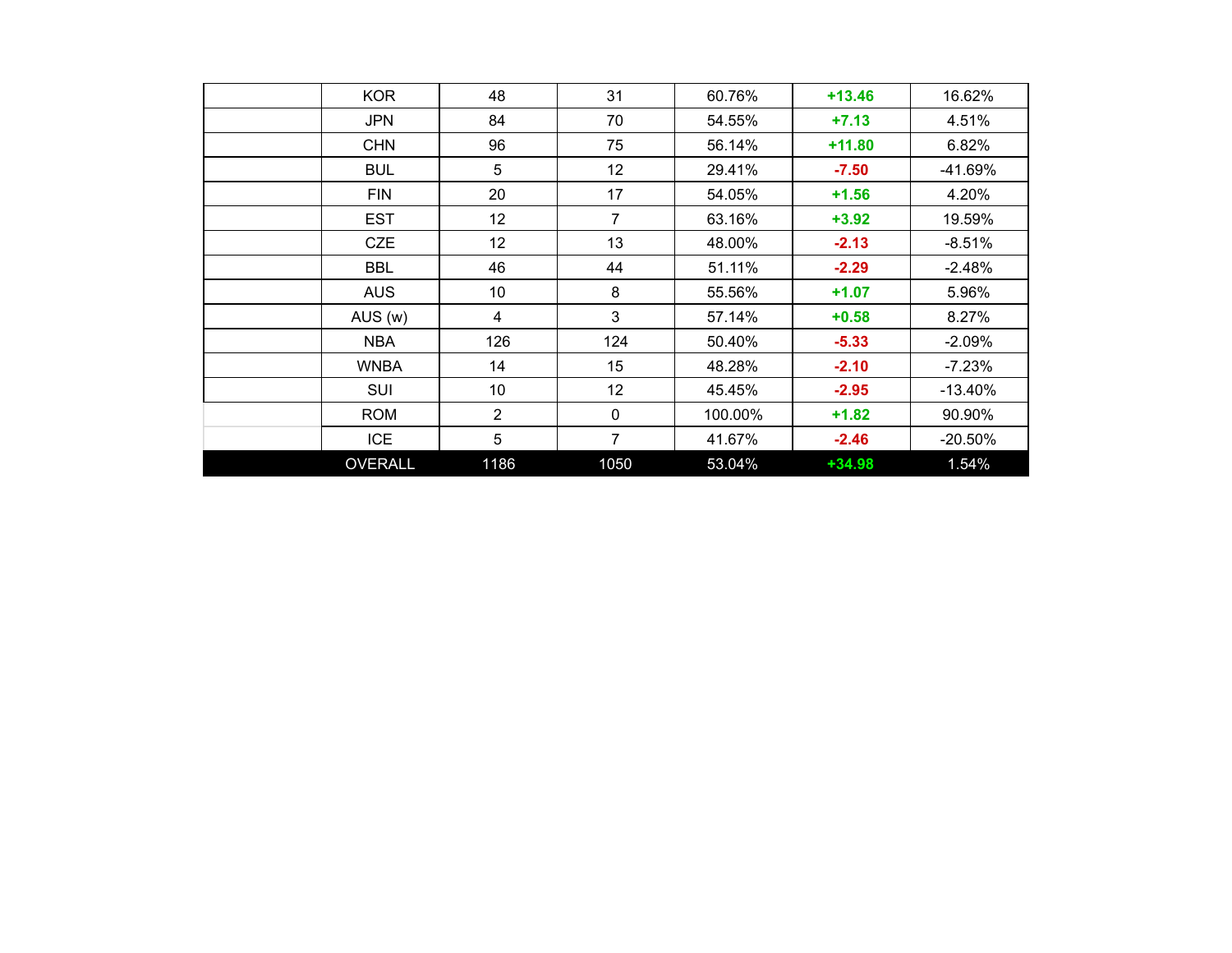| | | | | | | |
|---|---|---|---|---|---|---|
| | KOR | 48 | 31 | 60.76% | **+13.46** | 16.62% |
| | JPN | 84 | 70 | 54.55% | **+7.13** | 4.51% |
| | CHN | 96 | 75 | 56.14% | **+11.80** | 6.82% |
| | BUL | 5 | 12 | 29.41% | **-7.50** | -41.69% |
| | FIN | 20 | 17 | 54.05% | **+1.56** | 4.20% |
| | EST | 12 | 7 | 63.16% | **+3.92** | 19.59% |
| | CZE | 12 | 13 | 48.00% | **-2.13** | -8.51% |
| | BBL | 46 | 44 | 51.11% | **-2.29** | -2.48% |
| | AUS | 10 | 8 | 55.56% | **+1.07** | 5.96% |
| | AUS (w) | 4 | 3 | 57.14% | **+0.58** | 8.27% |
| | NBA | 126 | 124 | 50.40% | **-5.33** | -2.09% |
| | WNBA | 14 | 15 | 48.28% | **-2.10** | -7.23% |
| | SUI | 10 | 12 | 45.45% | **-2.95** | -13.40% |
| | ROM | 2 | 0 | 100.00% | **+1.82** | 90.90% |
| | ICE | 5 | 7 | 41.67% | **-2.46** | -20.50% |
| | OVERALL | 1186 | 1050 | 53.04% | **+34.98** | 1.54% |